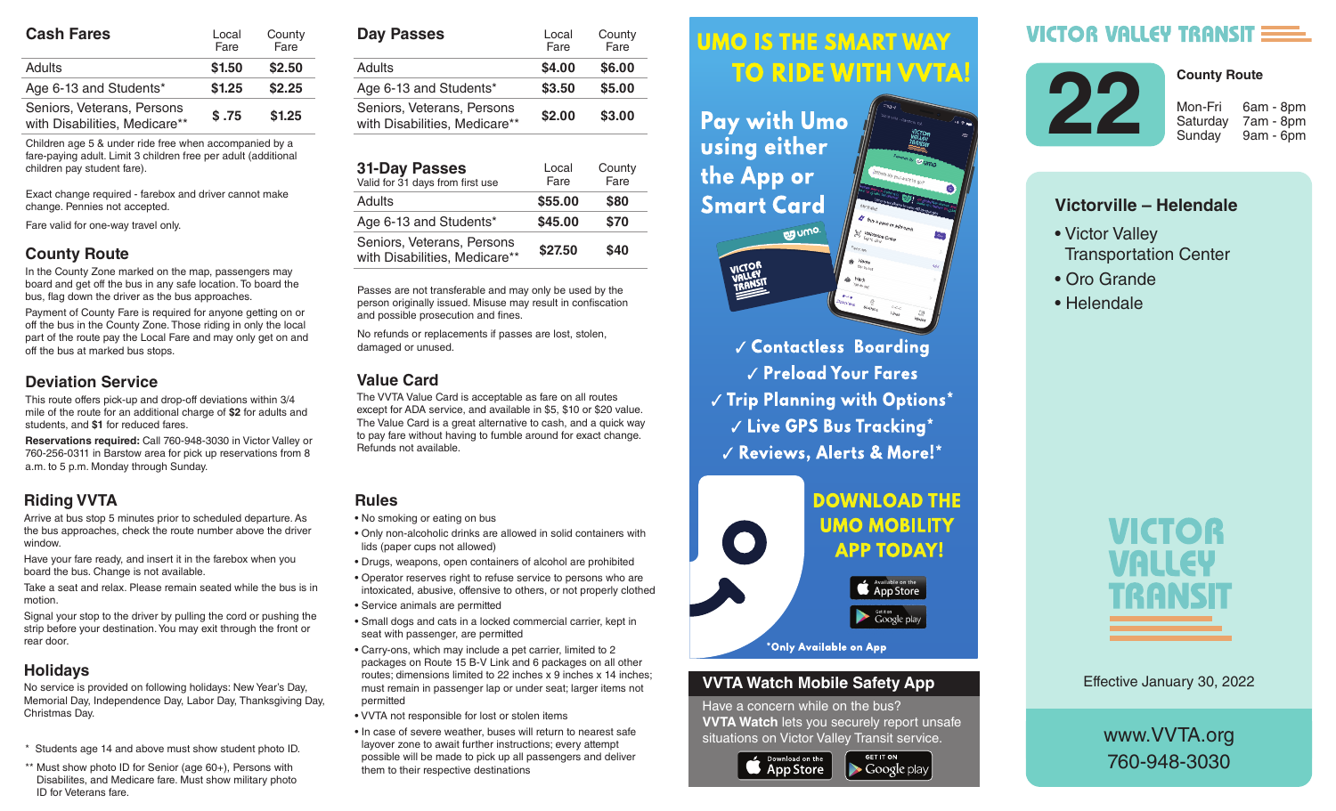## Cash Fares

| | Local Fare | County Fare |
|---|---|---|
| Adults | $1.50 | $2.50 |
| Age 6-13 and Students* | $1.25 | $2.25 |
| Seniors, Veterans, Persons with Disabilities, Medicare** | $ .75 | $1.25 |

Children age 5 & under ride free when accompanied by a fare-paying adult. Limit 3 children free per adult (additional children pay student fare).

Exact change required - farebox and driver cannot make change. Pennies not accepted.

Fare valid for one-way travel only.

## County Route

In the County Zone marked on the map, passengers may board and get off the bus in any safe location. To board the bus, flag down the driver as the bus approaches.

Payment of County Fare is required for anyone getting on or off the bus in the County Zone. Those riding in only the local part of the route pay the Local Fare and may only get on and off the bus at marked bus stops.

## Deviation Service

This route offers pick-up and drop-off deviations within 3/4 mile of the route for an additional charge of **$2** for adults and students, and **$1** for reduced fares.

**Reservations required:** Call 760-948-3030 in Victor Valley or 760-256-0311 in Barstow area for pick up reservations from 8 a.m. to 5 p.m. Monday through Sunday.

## Riding VVTA

Arrive at bus stop 5 minutes prior to scheduled departure. As the bus approaches, check the route number above the driver window.

Have your fare ready, and insert it in the farebox when you board the bus. Change is not available.

Take a seat and relax. Please remain seated while the bus is in motion.

Signal your stop to the driver by pulling the cord or pushing the strip before your destination. You may exit through the front or rear door.

## Holidays

No service is provided on following holidays: New Year's Day, Memorial Day, Independence Day, Labor Day, Thanksgiving Day, Christmas Day.

\* Students age 14 and above must show student photo ID.

\*\* Must show photo ID for Senior (age 60+), Persons with Disabilites, and Medicare fare. Must show military photo ID for Veterans fare.

## Day Passes

| | Local Fare | County Fare |
|---|---|---|
| Adults | $4.00 | $6.00 |
| Age 6-13 and Students* | $3.50 | $5.00 |
| Seniors, Veterans, Persons with Disabilities, Medicare** | $2.00 | $3.00 |

## 31-Day Passes

Valid for 31 days from first use

| | Local Fare | County Fare |
|---|---|---|
| Adults | $55.00 | $80 |
| Age 6-13 and Students* | $45.00 | $70 |
| Seniors, Veterans, Persons with Disabilities, Medicare** | $27.50 | $40 |

Passes are not transferable and may only be used by the person originally issued. Misuse may result in confiscation and possible prosecution and fines.

No refunds or replacements if passes are lost, stolen, damaged or unused.

## Value Card

The VVTA Value Card is acceptable as fare on all routes except for ADA service, and available in $5, $10 or $20 value. The Value Card is a great alternative to cash, and a quick way to pay fare without having to fumble around for exact change. Refunds not available.

## Rules

- No smoking or eating on bus
- Only non-alcoholic drinks are allowed in solid containers with lids (paper cups not allowed)
- Drugs, weapons, open containers of alcohol are prohibited
- Operator reserves right to refuse service to persons who are intoxicated, abusive, offensive to others, or not properly clothed
- Service animals are permitted
- Small dogs and cats in a locked commercial carrier, kept in seat with passenger, are permitted
- Carry-ons, which may include a pet carrier, limited to 2 packages on Route 15 B-V Link and 6 packages on all other routes; dimensions limited to 22 inches x 9 inches x 14 inches; must remain in passenger lap or under seat; larger items not permitted
- VVTA not responsible for lost or stolen items
- In case of severe weather, buses will return to nearest safe layover zone to await further instructions; every attempt possible will be made to pick up all passengers and deliver them to their respective destinations

## UMO IS THE SMART WAY TO RIDE WITH VVTA!

**Pay with Umo using either the App or Smart Card**

✓ Contactless Boarding
✓ Preload Your Fares
✓ Trip Planning with Options*
✓ Live GPS Bus Tracking*
✓ Reviews, Alerts & More!*

**DOWNLOAD THE UMO MOBILITY APP TODAY!**

Available on the App Store | Get it on Google play

*Only Available on App

## VVTA Watch Mobile Safety App

Have a concern while on the bus? **VVTA Watch** lets you securely report unsafe situations on Victor Valley Transit service.

Download on the App Store | Get it on Google play

# VICTOR VALLEY TRANSIT

## 22

**County Route**

| | |
|---|---|
| Mon-Fri | 6am - 8pm |
| Saturday | 7am - 8pm |
| Sunday | 9am - 6pm |

### Victorville – Helendale

- Victor Valley Transportation Center
- Oro Grande
- Helendale

VICTOR VALLEY TRANSIT

Effective January 30, 2022

www.VVTA.org
760-948-3030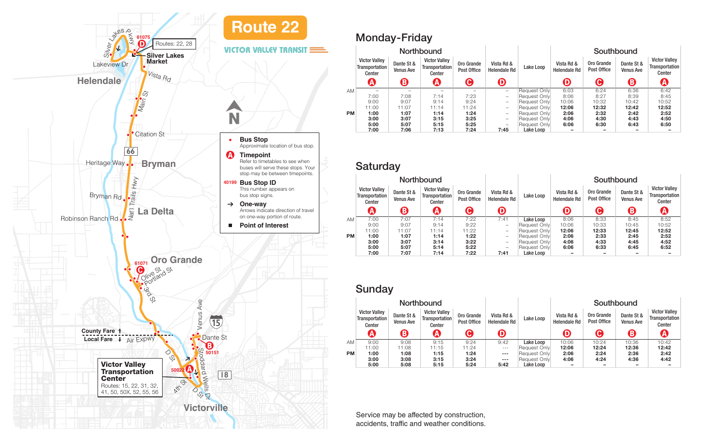# Route 22

VICTOR VALLEY TRANSIT

Silver Lakes Pkwy
61075
D
Routes: 22, 28
Silver Lakes Market
Lakeview Dr
Helendale
Vista Rd
Main St
Citation St
66
Heritage Way
Bryman
Nat'l Trails Hwy
Bryman Rd
La Delta
Robinson Ranch Rd
61071
C
Oro Grande
Olive St
Portland St
3rd St
Venus Ave
15
County Fare
Local Fare
Air Expwy
Dante St
B
50151
D St
50022
A
Stoddard Wells Dr
18
4th St
D St
Victorville

**Victor Valley Transportation Center**
Routes: 15, 22, 31, 32, 41, 50, 50X, 52, 55, 56

N

- **Bus Stop** — Approximate location of bus stop.
- **Timepoint** — Refer to timetables to see when buses will serve these stops. Your stop may be between timepoints.
- **40199 Bus Stop ID** — This number appears on bus stop signs.
- **One-way** — Arrows indicate direction of travel on one-way portion of route.
- **Point of Interest**

## Monday-Friday

| | Northbound | | | | | | Southbound | | | |
|---|---|---|---|---|---|---|---|---|---|---|
| | Victor Valley Transportation Center (A) | Dante St & Venus Ave (B) | Victor Valley Transportation Center (A) | Oro Grande Post Office (C) | Vista Rd & Helendale Rd (D) | Lake Loop | Vista Rd & Helendale Rd (D) | Oro Grande Post Office (C) | Dante St & Venus Ave (B) | Victor Valley Transportation Center (A) |
| AM | – | – | – | – | – | Request Only | 6:03 | 6:24 | 6:36 | 6:42 |
| | 7:00 | 7:08 | 7:14 | 7:23 | – | Request Only | 8:06 | 8:27 | 8:39 | 8:45 |
| | 9:00 | 9:07 | 9:14 | 9:24 | – | Request Only | 10:06 | 10:32 | 10:42 | 10:52 |
| | 11:00 | 11:07 | 11:14 | 11:24 | – | Request Only | **12:06** | **12:32** | **12:42** | **12:52** |
| PM | **1:00** | **1:07** | **1:14** | **1:24** | – | Request Only | **2:06** | **2:32** | **2:42** | **2:52** |
| | **3:00** | **3:07** | **3:15** | **3:25** | – | Request Only | **4:06** | **4:30** | **4:43** | **4:50** |
| | **5:00** | **5:07** | **5:15** | **5:25** | – | Request Only | **6:06** | **6:30** | **6:43** | **6:50** |
| | **7:00** | **7:06** | **7:13** | **7:24** | **7:45** | Lake Loop | – | – | – | – |

## Saturday

| | Northbound | | | | | | Southbound | | | |
|---|---|---|---|---|---|---|---|---|---|---|
| | Victor Valley Transportation Center (A) | Dante St & Venus Ave (B) | Victor Valley Transportation Center (A) | Oro Grande Post Office (C) | Vista Rd & Helendale Rd (D) | Lake Loop | Vista Rd & Helendale Rd (D) | Oro Grande Post Office (C) | Dante St & Venus Ave (B) | Victor Valley Transportation Center (A) |
| AM | 7:00 | 7:07 | 7:14 | 7:22 | 7:41 | Lake Loop | 8:06 | 8:33 | 8:45 | 8:52 |
| | 9:00 | 9:07 | 9:14 | 9:22 | – | Request Only | 10:06 | 10:33 | 10:45 | 10:52 |
| | 11:00 | 11:07 | 11:14 | 11:22 | – | Request Only | **12:06** | **12:33** | **12:45** | **12:52** |
| PM | **1:00** | **1:07** | **1:14** | **1:22** | – | Request Only | **2:06** | **2:33** | **2:45** | **2:52** |
| | **3:00** | **3:07** | **3:14** | **3:22** | – | Request Only | **4:06** | **4:33** | **4:45** | **4:52** |
| | **5:00** | **5:07** | **5:14** | **5:22** | – | Request Only | **6:06** | **6:33** | **6:45** | **6:52** |
| | **7:00** | **7:07** | **7:14** | **7:22** | **7:41** | Lake Loop | – | – | – | – |

## Sunday

| | Northbound | | | | | | Southbound | | | |
|---|---|---|---|---|---|---|---|---|---|---|
| | Victor Valley Transportation Center (A) | Dante St & Venus Ave (B) | Victor Valley Transportation Center (A) | Oro Grande Post Office (C) | Vista Rd & Helendale Rd (D) | Lake Loop | Vista Rd & Helendale Rd (D) | Oro Grande Post Office (C) | Dante St & Venus Ave (B) | Victor Valley Transportation Center (A) |
| AM | 9:00 | 9:08 | 9:15 | 9:24 | 9:42 | Lake Loop | 10:06 | 10:24 | 10:36 | 10:42 |
| | 11:00 | 11:08 | 11:15 | 11:24 | --- | Request Only | **12:06** | **12:24** | **12:36** | **12:42** |
| PM | **1:00** | **1:08** | **1:15** | **1:24** | --- | Request Only | **2:06** | **2:24** | **2:36** | **2:42** |
| | **3:00** | **3:08** | **3:15** | **3:24** | --- | Request Only | **4:06** | **4:24** | **4:36** | **4:42** |
| | **5:00** | **5:08** | **5:15** | **5:24** | **5:42** | Lake Loop | – | – | – | – |

Service may be affected by construction, accidents, traffic and weather conditions.